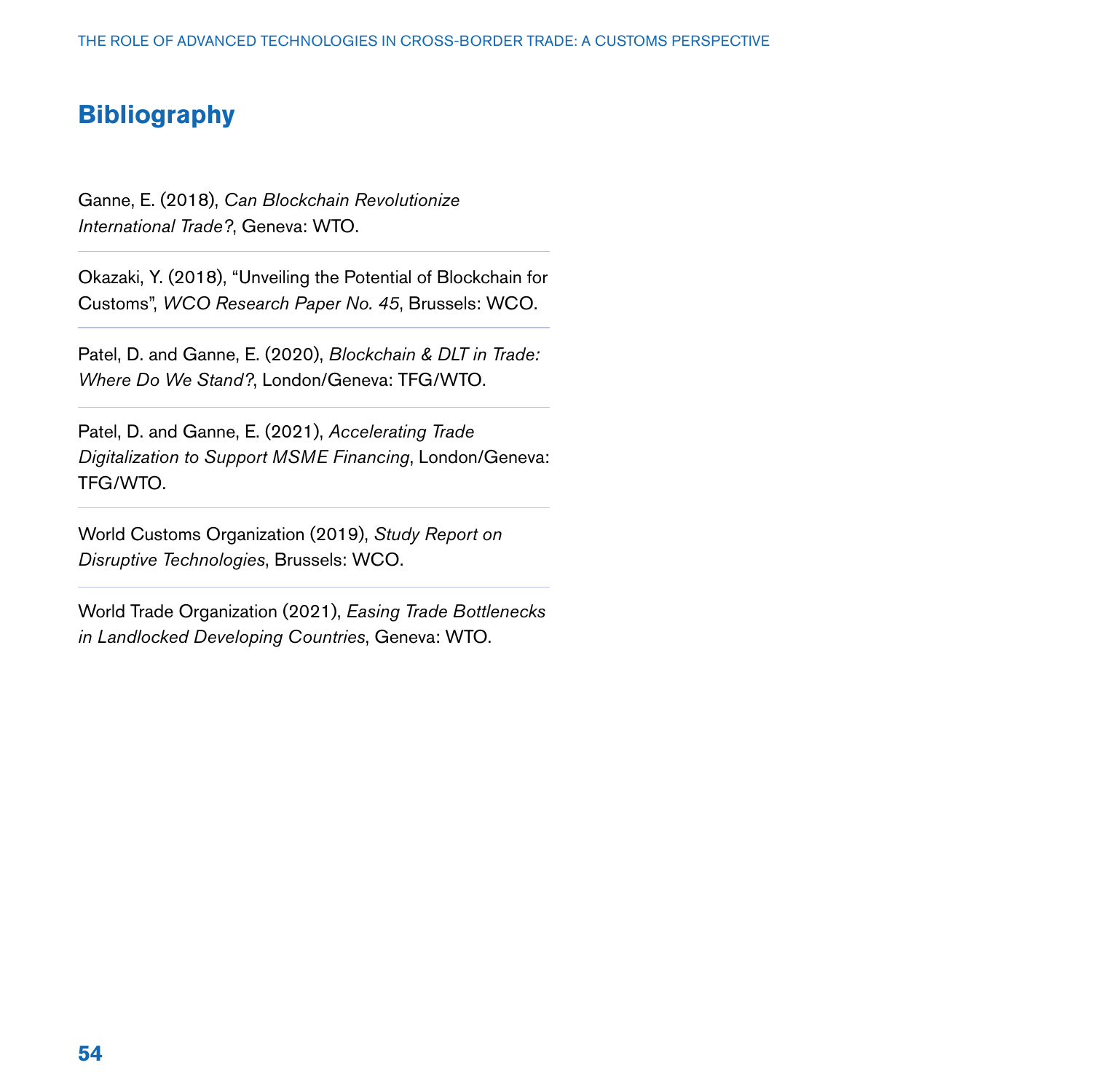# Bibliography

Ganne, E. (2018), *Can Blockchain Revolutionize International Trade?*, Geneva: WTO.

Okazaki, Y. (2018), "Unveiling the Potential of Blockchain for Customs", *WCO Research Paper No. 45*, Brussels: WCO.

Patel, D. and Ganne, E. (2020), *Blockchain & DLT in Trade: Where Do We Stand?*, London/Geneva: TFG/WTO.

Patel, D. and Ganne, E. (2021), *Accelerating Trade Digitalization to Support MSME Financing*, London/Geneva: TFG/WTO.

World Customs Organization (2019), *Study Report on Disruptive Technologies*, Brussels: WCO.

World Trade Organization (2021), *Easing Trade Bottlenecks in Landlocked Developing Countries*, Geneva: WTO.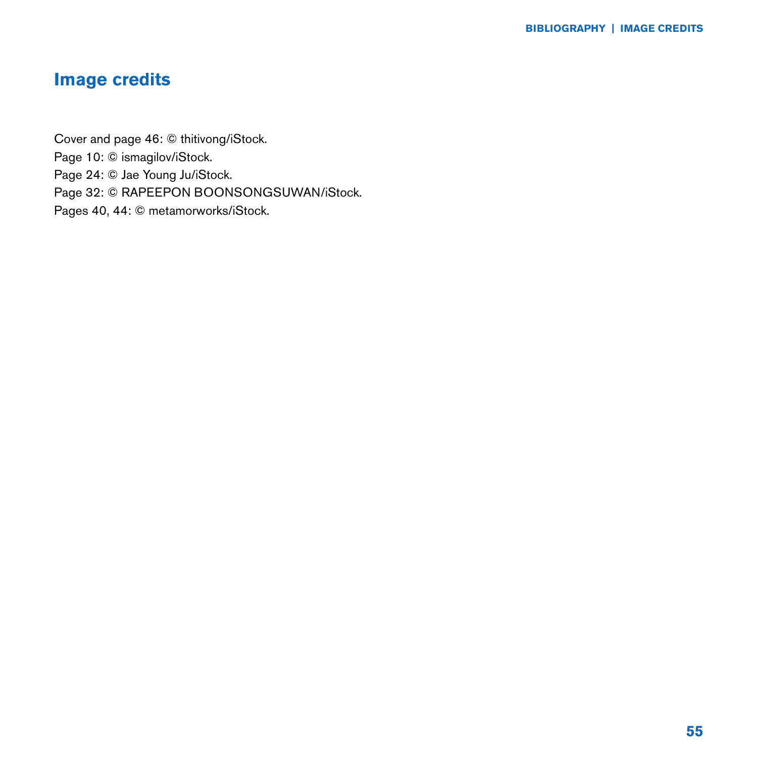# Image credits

Cover and page 46: © thitivong/iStock.
Page 10: © ismagilov/iStock.
Page 24: © Jae Young Ju/iStock.
Page 32: © RAPEEPON BOONSONGSUWAN/iStock.
Pages 40, 44: © metamorworks/iStock.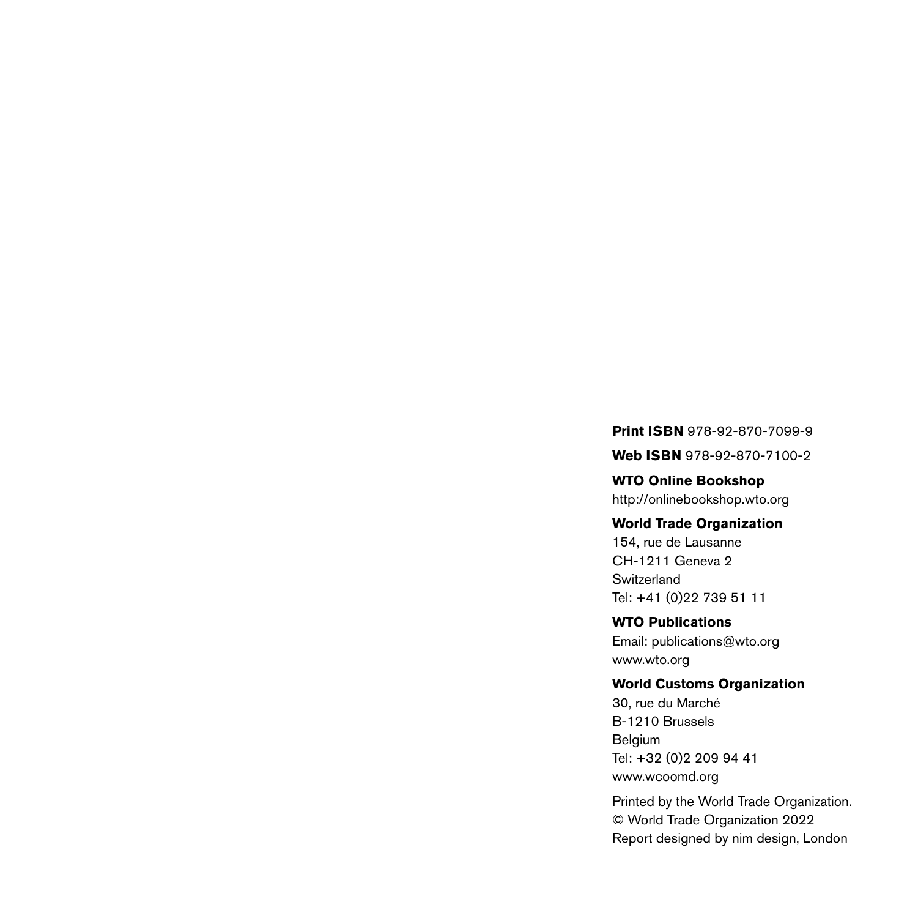**Print ISBN** 978-92-870-7099-9

**Web ISBN** 978-92-870-7100-2

**WTO Online Bookshop**
http://onlinebookshop.wto.org

**World Trade Organization**
154, rue de Lausanne
CH-1211 Geneva 2
Switzerland
Tel: +41 (0)22 739 51 11

**WTO Publications**
Email: publications@wto.org
www.wto.org

**World Customs Organization**
30, rue du Marché
B-1210 Brussels
Belgium
Tel: +32 (0)2 209 94 41
www.wcoomd.org

Printed by the World Trade Organization.
© World Trade Organization 2022
Report designed by nim design, London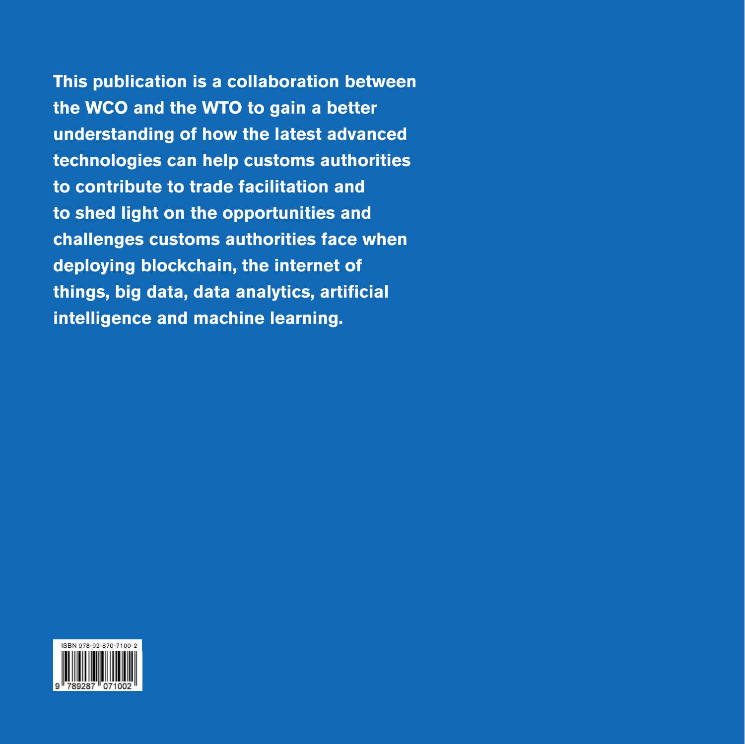**This publication is a collaboration between the WCO and the WTO to gain a better understanding of how the latest advanced technologies can help customs authorities to contribute to trade facilitation and to shed light on the opportunities and challenges customs authorities face when deploying blockchain, the internet of things, big data, data analytics, artificial intelligence and machine learning.**

ISBN 978-92-870-7100-2

9 789287 071002